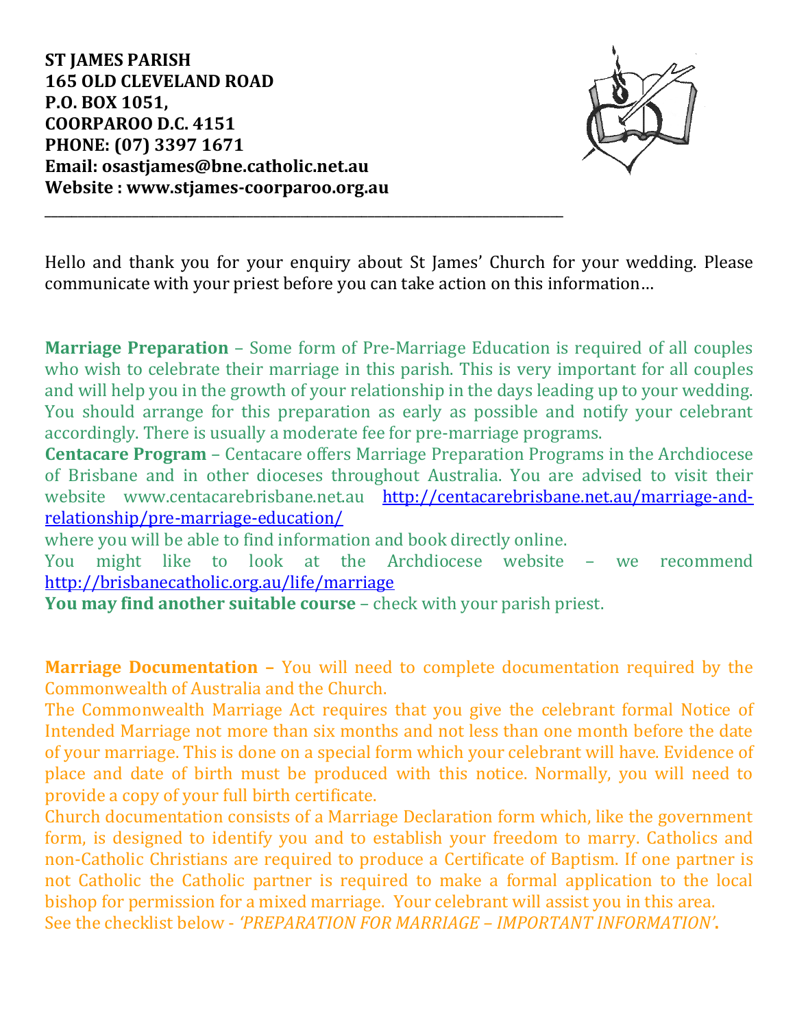**ST JAMES PARISH**
**165 OLD CLEVELAND ROAD**
**P.O. BOX 1051,**
**COORPAROO D.C. 4151**
**PHONE: (07) 3397 1671**
**Email: osastjames@bne.catholic.net.au**
**Website : www.stjames-coorparoo.org.au**

---

Hello and thank you for your enquiry about St James' Church for your wedding. Please communicate with your priest before you can take action on this information…

**Marriage Preparation** – Some form of Pre-Marriage Education is required of all couples who wish to celebrate their marriage in this parish. This is very important for all couples and will help you in the growth of your relationship in the days leading up to your wedding. You should arrange for this preparation as early as possible and notify your celebrant accordingly. There is usually a moderate fee for pre-marriage programs.

**Centacare Program** – Centacare offers Marriage Preparation Programs in the Archdiocese of Brisbane and in other dioceses throughout Australia. You are advised to visit their website www.centacarebrisbane.net.au [http://centacarebrisbane.net.au/marriage-and-relationship/pre-marriage-education/](http://centacarebrisbane.net.au/marriage-and-relationship/pre-marriage-education/)
where you will be able to find information and book directly online.
You might like to look at the Archdiocese website – we recommend [http://brisbanecatholic.org.au/life/marriage](http://brisbanecatholic.org.au/life/marriage)
**You may find another suitable course** – check with your parish priest.

**Marriage Documentation –** You will need to complete documentation required by the Commonwealth of Australia and the Church.
The Commonwealth Marriage Act requires that you give the celebrant formal Notice of Intended Marriage not more than six months and not less than one month before the date of your marriage. This is done on a special form which your celebrant will have. Evidence of place and date of birth must be produced with this notice. Normally, you will need to provide a copy of your full birth certificate.
Church documentation consists of a Marriage Declaration form which, like the government form, is designed to identify you and to establish your freedom to marry. Catholics and non-Catholic Christians are required to produce a Certificate of Baptism. If one partner is not Catholic the Catholic partner is required to make a formal application to the local bishop for permission for a mixed marriage. Your celebrant will assist you in this area.
See the checklist below - *'PREPARATION FOR MARRIAGE – IMPORTANT INFORMATION'***.**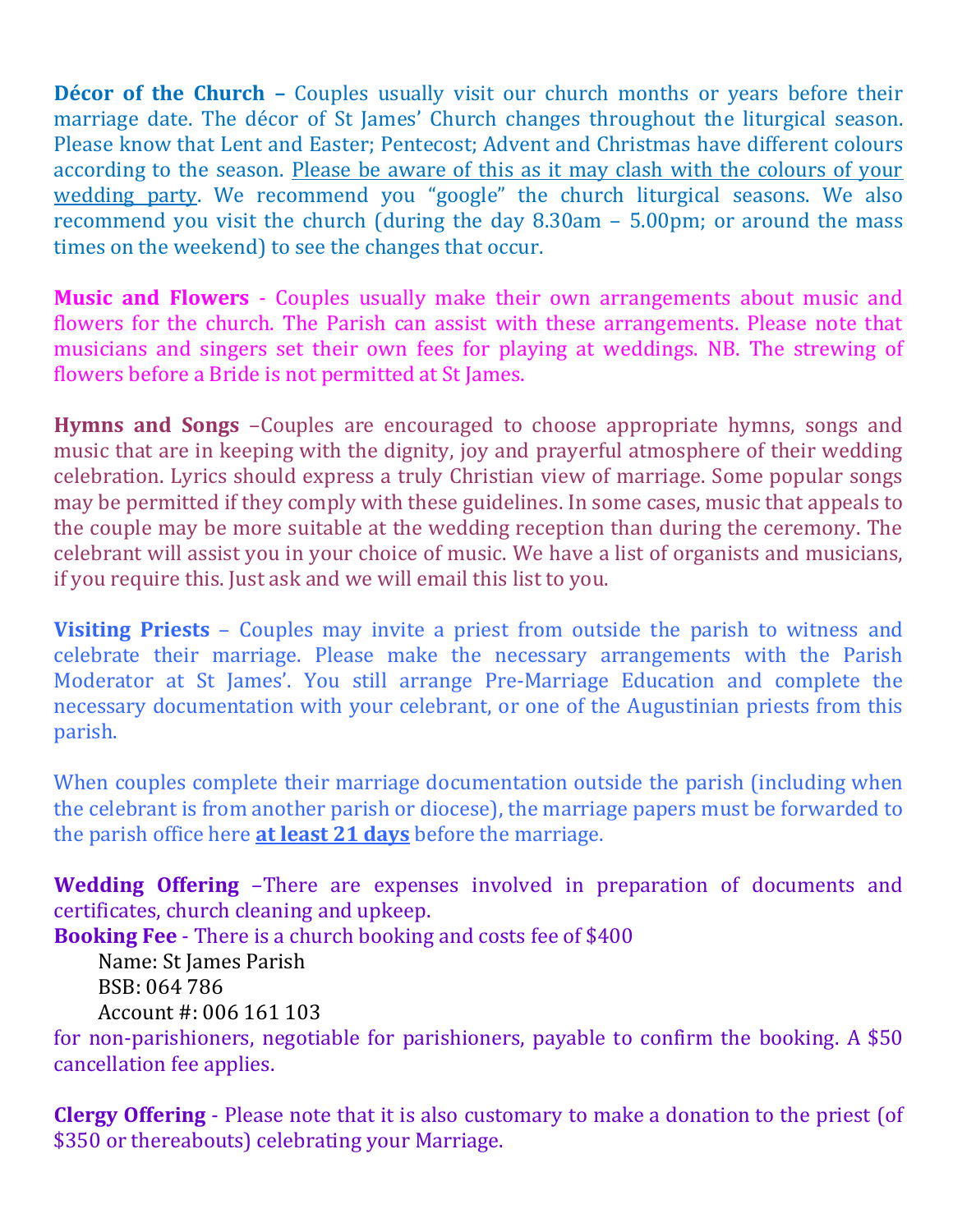**Décor of the Church –** Couples usually visit our church months or years before their marriage date. The décor of St James' Church changes throughout the liturgical season. Please know that Lent and Easter; Pentecost; Advent and Christmas have different colours according to the season. Please be aware of this as it may clash with the colours of your wedding party. We recommend you "google" the church liturgical seasons. We also recommend you visit the church (during the day 8.30am – 5.00pm; or around the mass times on the weekend) to see the changes that occur.

**Music and Flowers** - Couples usually make their own arrangements about music and flowers for the church. The Parish can assist with these arrangements. Please note that musicians and singers set their own fees for playing at weddings. NB. The strewing of flowers before a Bride is not permitted at St James.

**Hymns and Songs** –Couples are encouraged to choose appropriate hymns, songs and music that are in keeping with the dignity, joy and prayerful atmosphere of their wedding celebration. Lyrics should express a truly Christian view of marriage. Some popular songs may be permitted if they comply with these guidelines. In some cases, music that appeals to the couple may be more suitable at the wedding reception than during the ceremony. The celebrant will assist you in your choice of music. We have a list of organists and musicians, if you require this. Just ask and we will email this list to you.

**Visiting Priests** – Couples may invite a priest from outside the parish to witness and celebrate their marriage. Please make the necessary arrangements with the Parish Moderator at St James'. You still arrange Pre-Marriage Education and complete the necessary documentation with your celebrant, or one of the Augustinian priests from this parish.

When couples complete their marriage documentation outside the parish (including when the celebrant is from another parish or diocese), the marriage papers must be forwarded to the parish office here **at least 21 days** before the marriage.

**Wedding Offering** –There are expenses involved in preparation of documents and certificates, church cleaning and upkeep.

**Booking Fee** - There is a church booking and costs fee of $400

Name: St James Parish
BSB: 064 786
Account #: 006 161 103

for non-parishioners, negotiable for parishioners, payable to confirm the booking. A $50 cancellation fee applies.

**Clergy Offering** - Please note that it is also customary to make a donation to the priest (of $350 or thereabouts) celebrating your Marriage.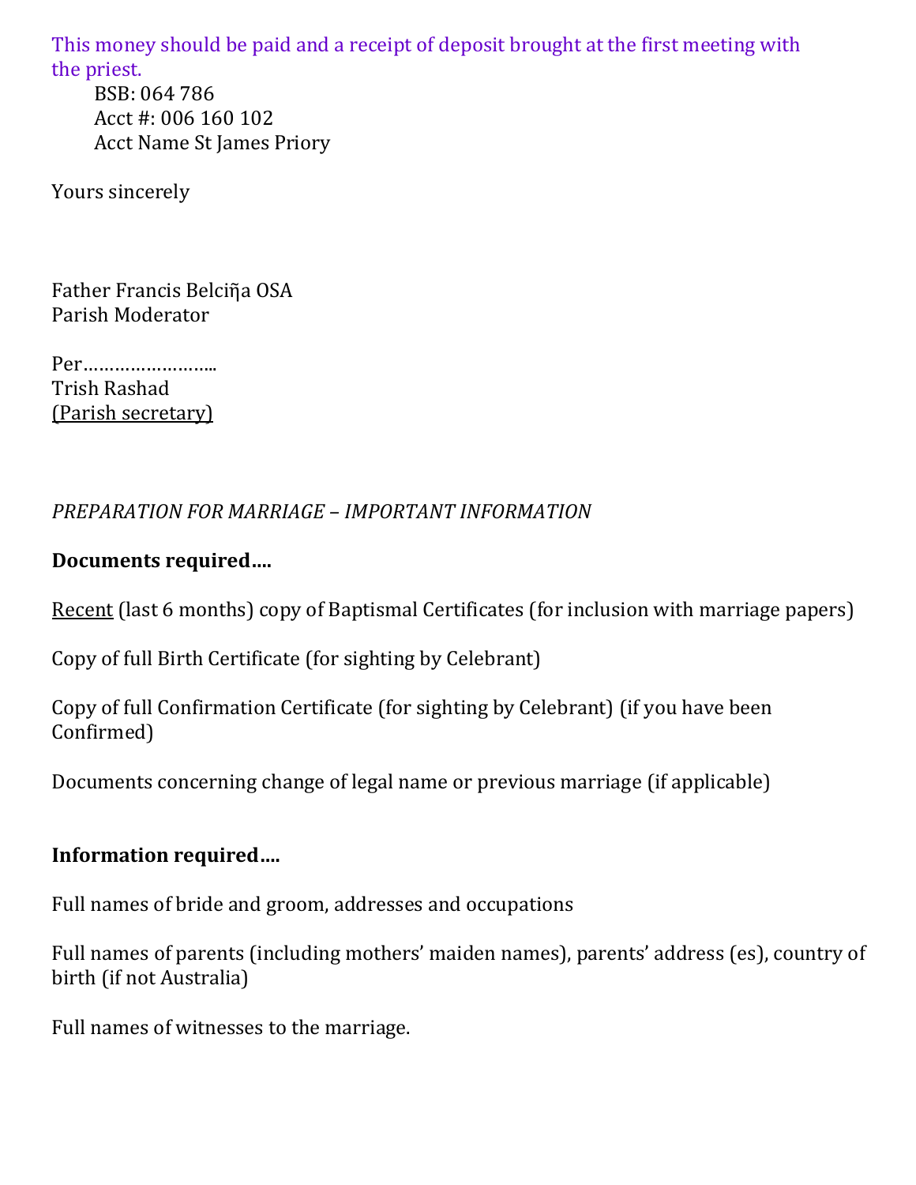This money should be paid and a receipt of deposit brought at the first meeting with the priest.

BSB: 064 786
Acct #: 006 160 102
Acct Name St James Priory

Yours sincerely

Father Francis Belciña OSA
Parish Moderator

Per……………………..
Trish Rashad
(Parish secretary)

*PREPARATION FOR MARRIAGE – IMPORTANT INFORMATION*

**Documents required….**

Recent (last 6 months) copy of Baptismal Certificates (for inclusion with marriage papers)

Copy of full Birth Certificate (for sighting by Celebrant)

Copy of full Confirmation Certificate (for sighting by Celebrant) (if you have been Confirmed)

Documents concerning change of legal name or previous marriage (if applicable)

**Information required….**

Full names of bride and groom, addresses and occupations

Full names of parents (including mothers' maiden names), parents' address (es), country of birth (if not Australia)

Full names of witnesses to the marriage.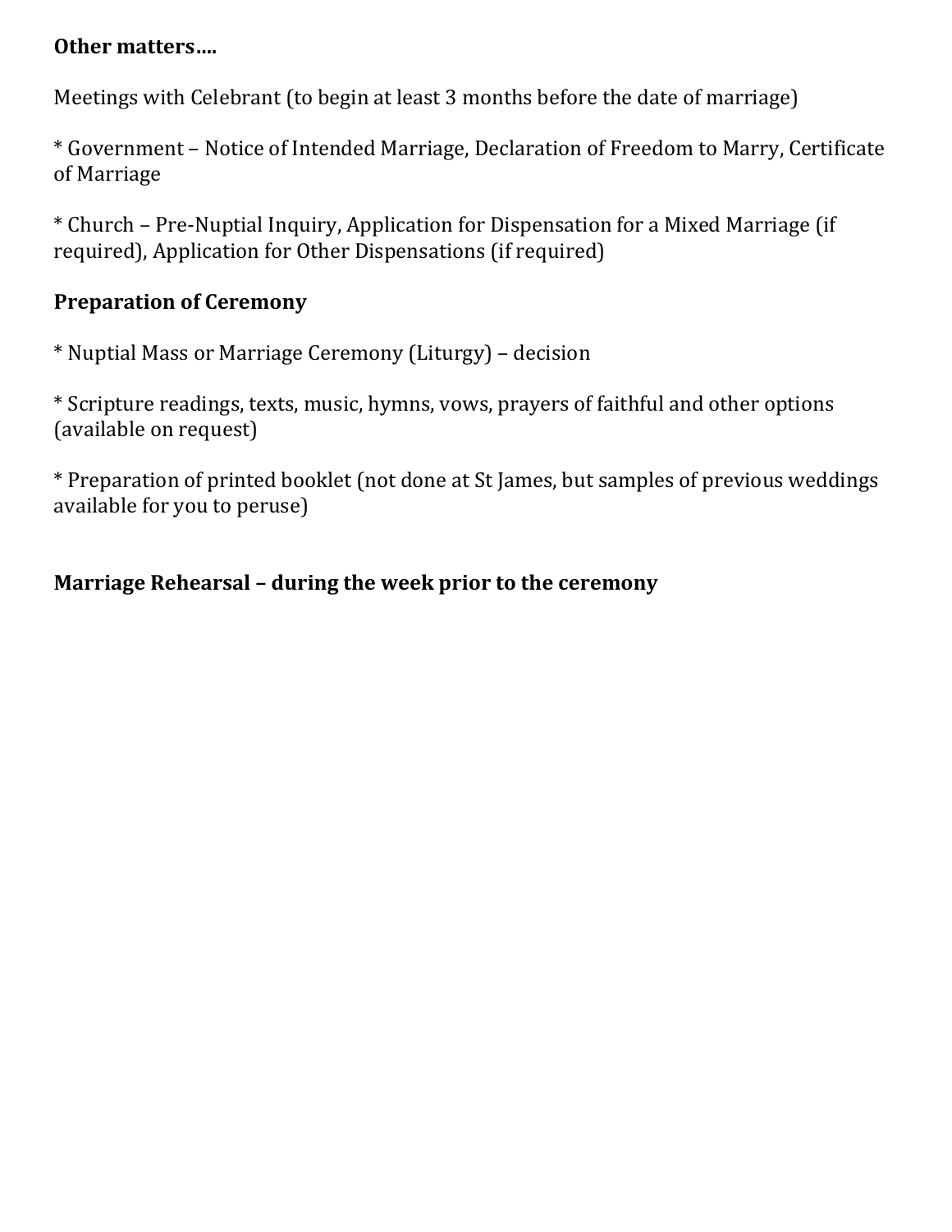**Other matters….**

Meetings with Celebrant (to begin at least 3 months before the date of marriage)

* Government – Notice of Intended Marriage, Declaration of Freedom to Marry, Certificate of Marriage

* Church – Pre-Nuptial Inquiry, Application for Dispensation for a Mixed Marriage (if required), Application for Other Dispensations (if required)

**Preparation of Ceremony**

* Nuptial Mass or Marriage Ceremony (Liturgy) – decision

* Scripture readings, texts, music, hymns, vows, prayers of faithful and other options (available on request)

* Preparation of printed booklet (not done at St James, but samples of previous weddings available for you to peruse)

**Marriage Rehearsal – during the week prior to the ceremony**